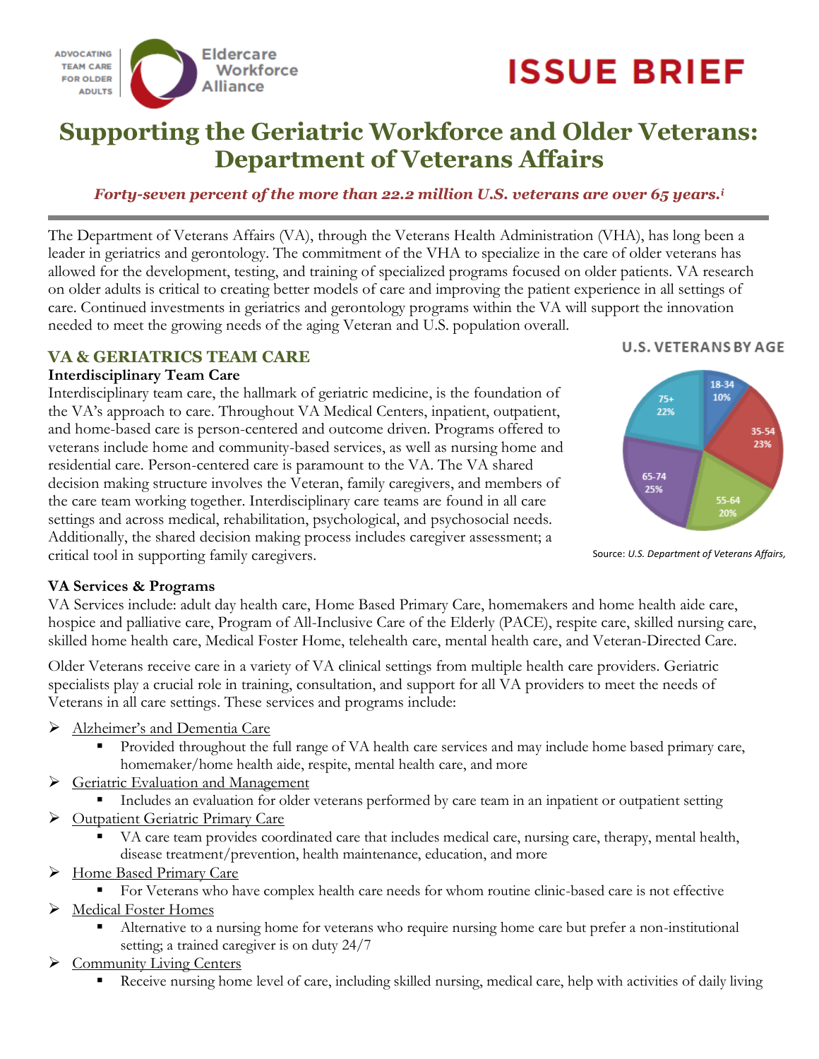ADVOCATING TEAM CARE FOR OLDER ADULTS

Eldercare Workforce Alliance

# ISSUE BRIEF

# Supporting the Geriatric Workforce and Older Veterans: Department of Veterans Affairs

***Forty-seven percent of the more than 22.2 million U.S. veterans are over 65 years.[i]***

The Department of Veterans Affairs (VA), through the Veterans Health Administration (VHA), has long been a leader in geriatrics and gerontology. The commitment of the VHA to specialize in the care of older veterans has allowed for the development, testing, and training of specialized programs focused on older patients. VA research on older adults is critical to creating better models of care and improving the patient experience in all settings of care. Continued investments in geriatrics and gerontology programs within the VA will support the innovation needed to meet the growing needs of the aging Veteran and U.S. population overall.

## VA & GERIATRICS TEAM CARE

### Interdisciplinary Team Care

Interdisciplinary team care, the hallmark of geriatric medicine, is the foundation of the VA's approach to care. Throughout VA Medical Centers, inpatient, outpatient, and home-based care is person-centered and outcome driven. Programs offered to veterans include home and community-based services, as well as nursing home and residential care. Person-centered care is paramount to the VA. The VA shared decision making structure involves the Veteran, family caregivers, and members of the care team working together. Interdisciplinary care teams are found in all care settings and across medical, rehabilitation, psychological, and psychosocial needs. Additionally, the shared decision making process includes caregiver assessment; a critical tool in supporting family caregivers.

**U.S. VETERANS BY AGE**

| Age | Percent |
|---|---|
| 18-34 | 10% |
| 35-54 | 23% |
| 55-64 | 20% |
| 65-74 | 25% |
| 75+ | 22% |

Source: *U.S. Department of Veterans Affairs,*

### VA Services & Programs

VA Services include: adult day health care, Home Based Primary Care, homemakers and home health aide care, hospice and palliative care, Program of All-Inclusive Care of the Elderly (PACE), respite care, skilled nursing care, skilled home health care, Medical Foster Home, telehealth care, mental health care, and Veteran-Directed Care.

Older Veterans receive care in a variety of VA clinical settings from multiple health care providers. Geriatric specialists play a crucial role in training, consultation, and support for all VA providers to meet the needs of Veterans in all care settings. These services and programs include:

- Alzheimer's and Dementia Care
  - Provided throughout the full range of VA health care services and may include home based primary care, homemaker/home health aide, respite, mental health care, and more
- Geriatric Evaluation and Management
  - Includes an evaluation for older veterans performed by care team in an inpatient or outpatient setting
- Outpatient Geriatric Primary Care
  - VA care team provides coordinated care that includes medical care, nursing care, therapy, mental health, disease treatment/prevention, health maintenance, education, and more
- Home Based Primary Care
  - For Veterans who have complex health care needs for whom routine clinic-based care is not effective
- Medical Foster Homes
  - Alternative to a nursing home for veterans who require nursing home care but prefer a non-institutional setting; a trained caregiver is on duty 24/7
- Community Living Centers
  - Receive nursing home level of care, including skilled nursing, medical care, help with activities of daily living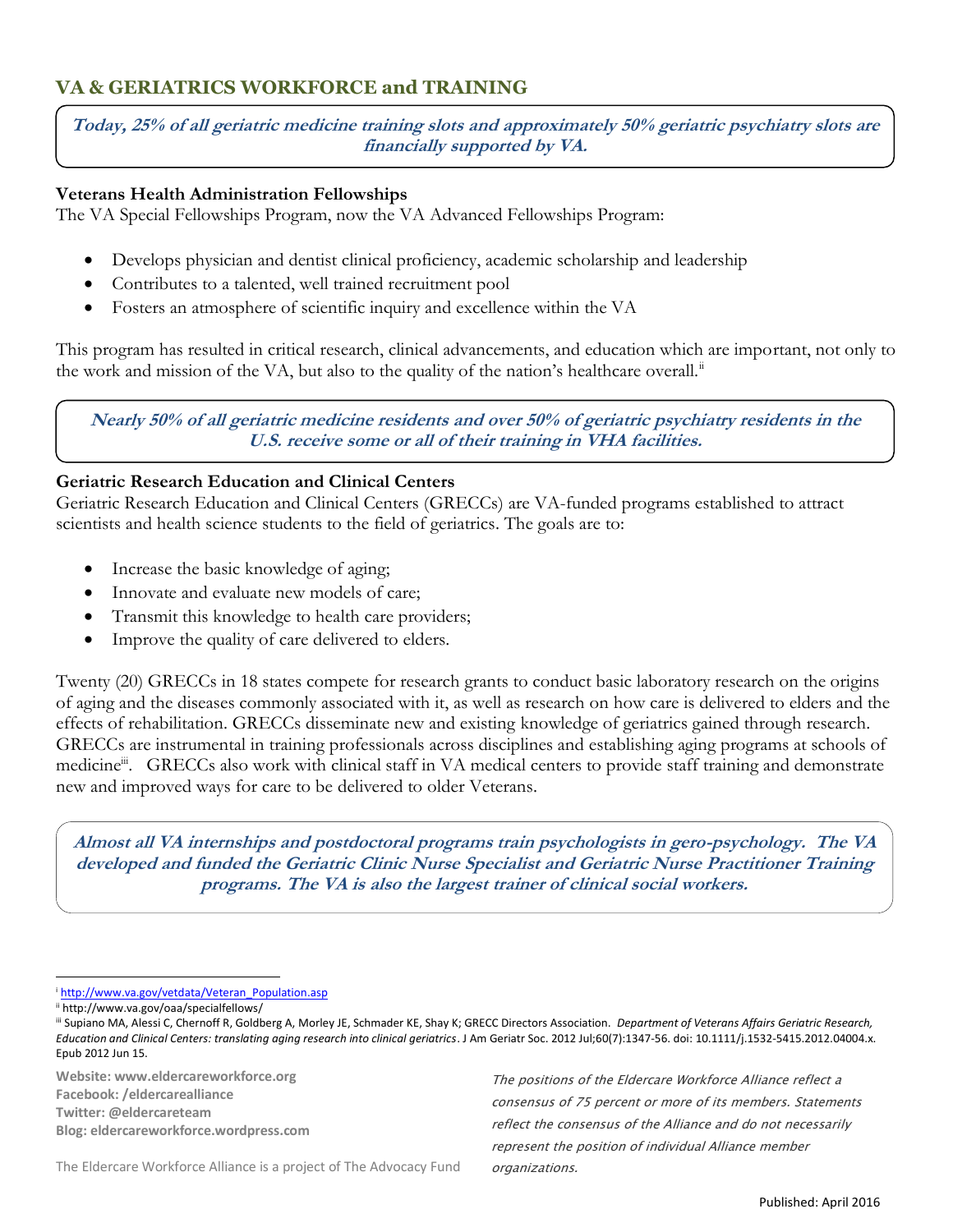## VA & GERIATRICS WORKFORCE and TRAINING

***Today, 25% of all geriatric medicine training slots and approximately 50% geriatric psychiatry slots are financially supported by VA.***

**Veterans Health Administration Fellowships**

The VA Special Fellowships Program, now the VA Advanced Fellowships Program:

- Develops physician and dentist clinical proficiency, academic scholarship and leadership
- Contributes to a talented, well trained recruitment pool
- Fosters an atmosphere of scientific inquiry and excellence within the VA

This program has resulted in critical research, clinical advancements, and education which are important, not only to the work and mission of the VA, but also to the quality of the nation's healthcare overall.[ii]

***Nearly 50% of all geriatric medicine residents and over 50% of geriatric psychiatry residents in the U.S. receive some or all of their training in VHA facilities.***

**Geriatric Research Education and Clinical Centers**

Geriatric Research Education and Clinical Centers (GRECCs) are VA-funded programs established to attract scientists and health science students to the field of geriatrics. The goals are to:

- Increase the basic knowledge of aging;
- Innovate and evaluate new models of care;
- Transmit this knowledge to health care providers;
- Improve the quality of care delivered to elders.

Twenty (20) GRECCs in 18 states compete for research grants to conduct basic laboratory research on the origins of aging and the diseases commonly associated with it, as well as research on how care is delivered to elders and the effects of rehabilitation. GRECCs disseminate new and existing knowledge of geriatrics gained through research. GRECCs are instrumental in training professionals across disciplines and establishing aging programs at schools of medicine[iii]. GRECCs also work with clinical staff in VA medical centers to provide staff training and demonstrate new and improved ways for care to be delivered to older Veterans.

***Almost all VA internships and postdoctoral programs train psychologists in gero-psychology. The VA developed and funded the Geriatric Clinic Nurse Specialist and Geriatric Nurse Practitioner Training programs. The VA is also the largest trainer of clinical social workers.***

---

[i] http://www.va.gov/vetdata/Veteran_Population.asp

[ii] http://www.va.gov/oaa/specialfellows/

[iii] Supiano MA, Alessi C, Chernoff R, Goldberg A, Morley JE, Schmader KE, Shay K; GRECC Directors Association. *Department of Veterans Affairs Geriatric Research, Education and Clinical Centers: translating aging research into clinical geriatrics*. J Am Geriatr Soc. 2012 Jul;60(7):1347-56. doi: 10.1111/j.1532-5415.2012.04004.x. Epub 2012 Jun 15.

**Website: www.eldercareworkforce.org**
**Facebook: /eldercarealliance**
**Twitter: @eldercareteam**
**Blog: eldercareworkforce.wordpress.com**

The Eldercare Workforce Alliance is a project of The Advocacy Fund

*The positions of the Eldercare Workforce Alliance reflect a consensus of 75 percent or more of its members. Statements reflect the consensus of the Alliance and do not necessarily represent the position of individual Alliance member organizations.*

Published: April 2016